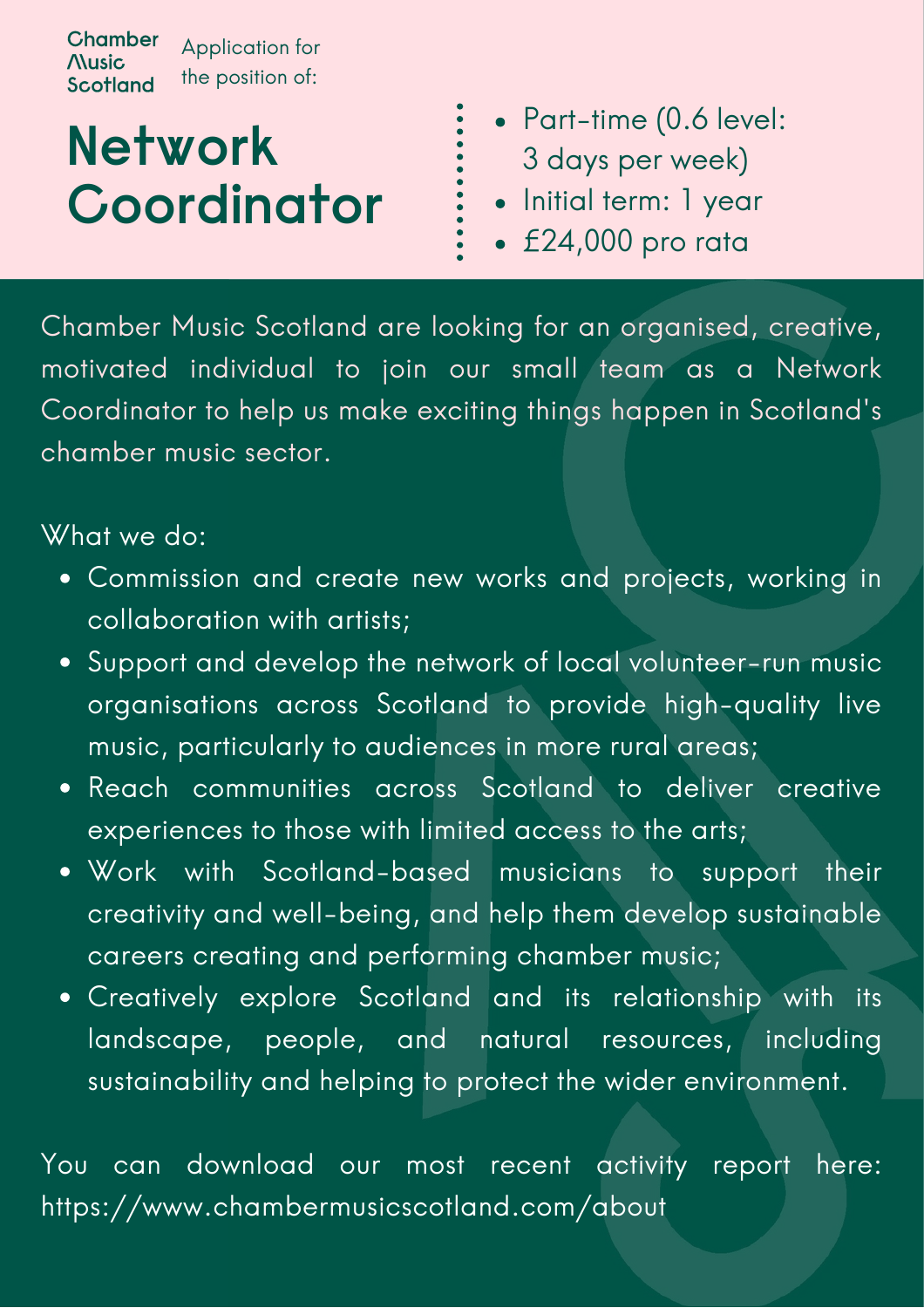Chamber Music Scotland

Application for the position of:

# Network Coordinator

- Part-time (0.6 level: 3 days per week)
- Initial term: 1 year
- £24,000 pro rata

Chamber Music Scotland are looking for an organised, creative, motivated individual to join our small team as a Network Coordinator to help us make exciting things happen in Scotland's chamber music sector.

What we do:

- Commission and create new works and projects, working in collaboration with artists;
- Support and develop the network of local volunteer-run music organisations across Scotland to provide high-quality live music, particularly to audiences in more rural areas;
- Reach communities across Scotland to deliver creative experiences to those with limited access to the arts;
- Work with Scotland-based musicians to support their creativity and well-being, and help them develop sustainable careers creating and performing chamber music;
- Creatively explore Scotland and its relationship with its landscape, people, and natural resources, including sustainability and helping to protect the wider environment.

You can download our most recent activity report here: https://www.chambermusicscotland.com/about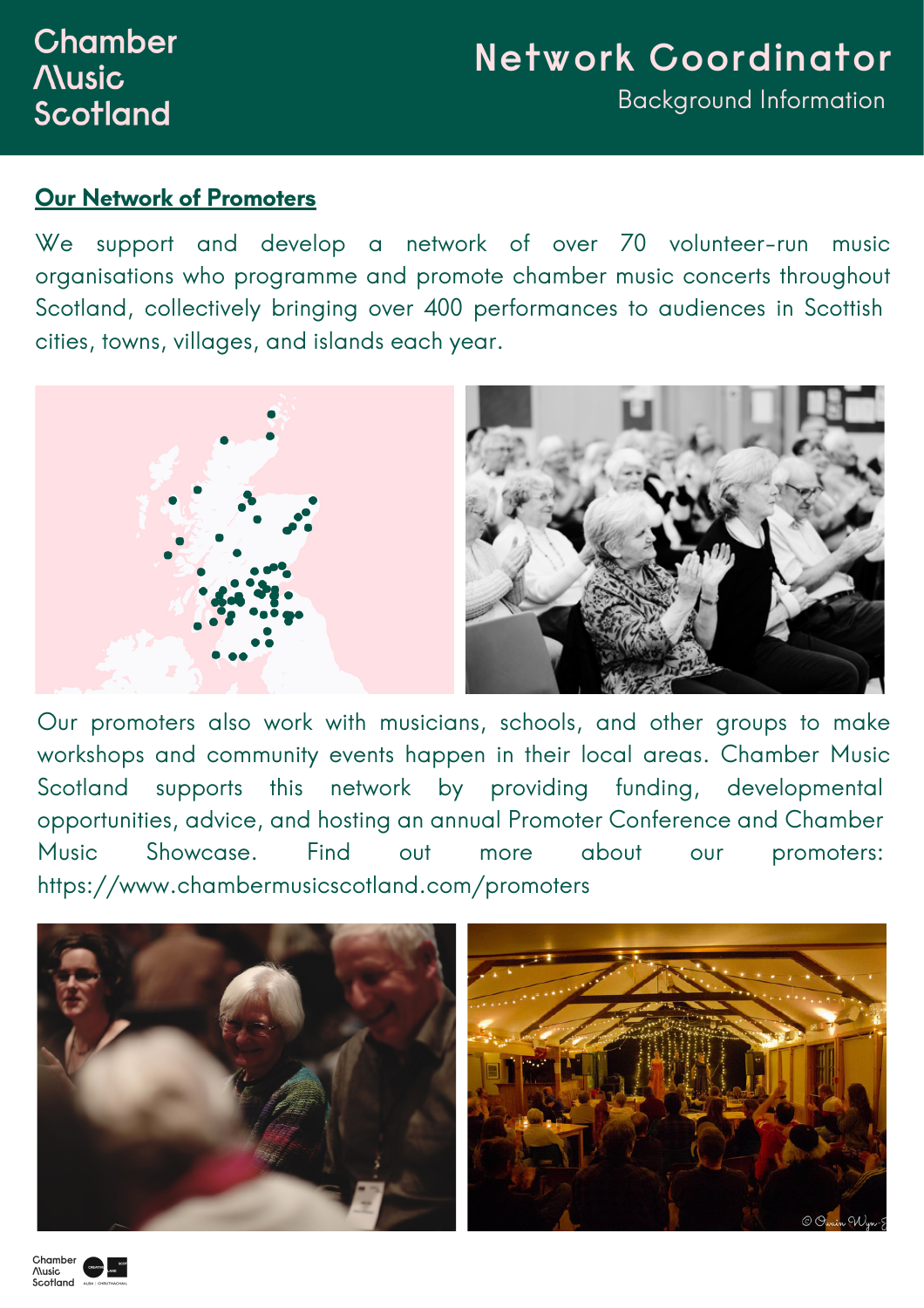Chamber Music Scotland

# Network Coordinator

Background Information

## Our Network of Promoters

We support and develop a network of over 70 volunteer-run music organisations who programme and promote chamber music concerts throughout Scotland, collectively bringing over 400 performances to audiences in Scottish cities, towns, villages, and islands each year.

Our promoters also work with musicians, schools, and other groups to make workshops and community events happen in their local areas. Chamber Music Scotland supports this network by providing funding, developmental opportunities, advice, and hosting an annual Promoter Conference and Chamber Music Showcase. Find out more about our promoters: https://www.chambermusicscotland.com/promoters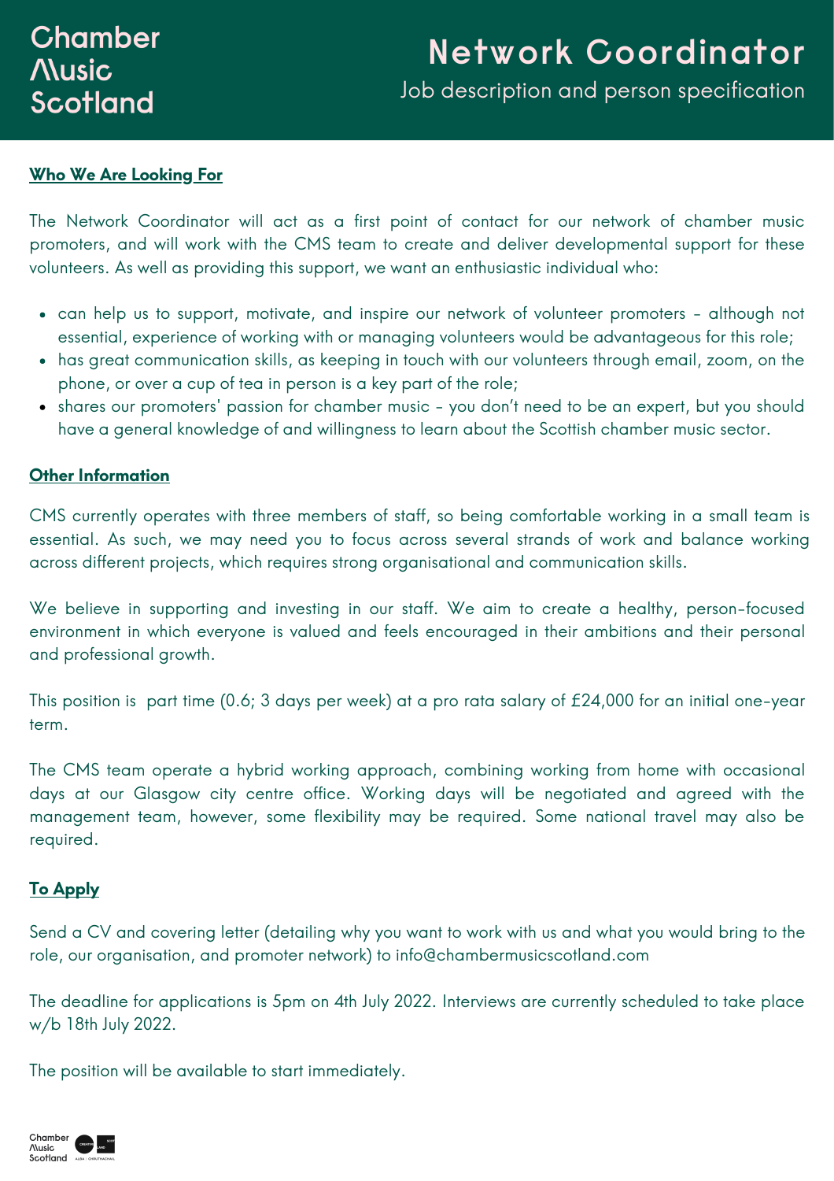Chamber Music Scotland

# Network Coordinator

Job description and person specification

## Who We Are Looking For

The Network Coordinator will act as a first point of contact for our network of chamber music promoters, and will work with the CMS team to create and deliver developmental support for these volunteers. As well as providing this support, we want an enthusiastic individual who:

- can help us to support, motivate, and inspire our network of volunteer promoters – although not essential, experience of working with or managing volunteers would be advantageous for this role;
- has great communication skills, as keeping in touch with our volunteers through email, zoom, on the phone, or over a cup of tea in person is a key part of the role;
- shares our promoters' passion for chamber music – you don't need to be an expert, but you should have a general knowledge of and willingness to learn about the Scottish chamber music sector.

## Other Information

CMS currently operates with three members of staff, so being comfortable working in a small team is essential. As such, we may need you to focus across several strands of work and balance working across different projects, which requires strong organisational and communication skills.

We believe in supporting and investing in our staff. We aim to create a healthy, person-focused environment in which everyone is valued and feels encouraged in their ambitions and their personal and professional growth.

This position is part time (0.6; 3 days per week) at a pro rata salary of £24,000 for an initial one-year term.

The CMS team operate a hybrid working approach, combining working from home with occasional days at our Glasgow city centre office. Working days will be negotiated and agreed with the management team, however, some flexibility may be required. Some national travel may also be required.

## To Apply

Send a CV and covering letter (detailing why you want to work with us and what you would bring to the role, our organisation, and promoter network) to info@chambermusicscotland.com

The deadline for applications is 5pm on 4th July 2022. Interviews are currently scheduled to take place w/b 18th July 2022.

The position will be available to start immediately.